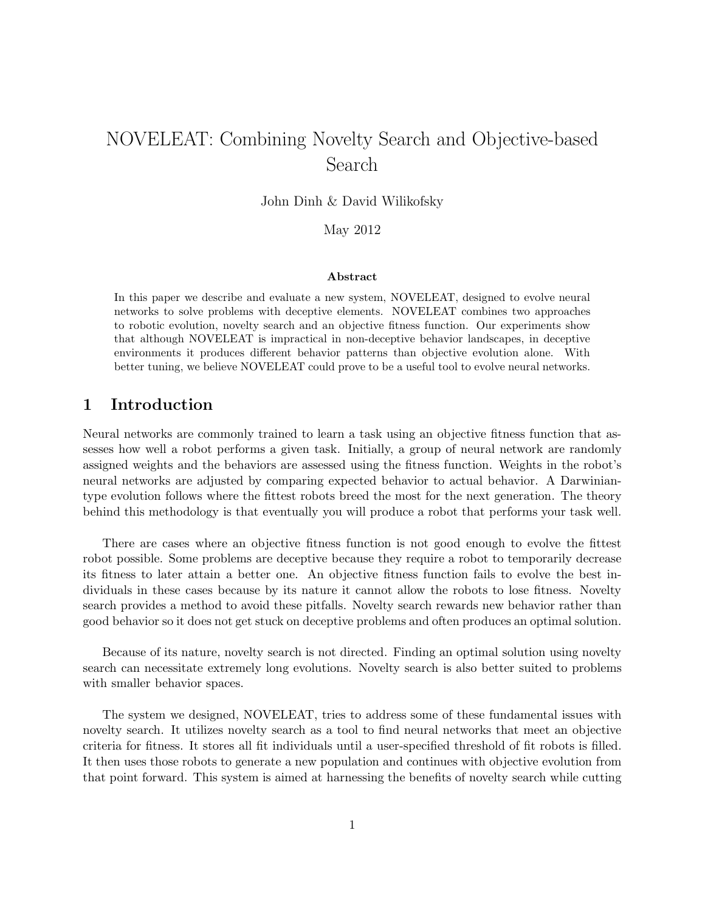# NOVELEAT: Combining Novelty Search and Objective-based Search

John Dinh & David Wilikofsky

May 2012

**Abstract**

In this paper we describe and evaluate a new system, NOVELEAT, designed to evolve neural networks to solve problems with deceptive elements. NOVELEAT combines two approaches to robotic evolution, novelty search and an objective fitness function. Our experiments show that although NOVELEAT is impractical in non-deceptive behavior landscapes, in deceptive environments it produces different behavior patterns than objective evolution alone. With better tuning, we believe NOVELEAT could prove to be a useful tool to evolve neural networks.

## 1 Introduction

Neural networks are commonly trained to learn a task using an objective fitness function that assesses how well a robot performs a given task. Initially, a group of neural network are randomly assigned weights and the behaviors are assessed using the fitness function. Weights in the robot's neural networks are adjusted by comparing expected behavior to actual behavior. A Darwinian-type evolution follows where the fittest robots breed the most for the next generation. The theory behind this methodology is that eventually you will produce a robot that performs your task well.

There are cases where an objective fitness function is not good enough to evolve the fittest robot possible. Some problems are deceptive because they require a robot to temporarily decrease its fitness to later attain a better one. An objective fitness function fails to evolve the best individuals in these cases because by its nature it cannot allow the robots to lose fitness. Novelty search provides a method to avoid these pitfalls. Novelty search rewards new behavior rather than good behavior so it does not get stuck on deceptive problems and often produces an optimal solution.

Because of its nature, novelty search is not directed. Finding an optimal solution using novelty search can necessitate extremely long evolutions. Novelty search is also better suited to problems with smaller behavior spaces.

The system we designed, NOVELEAT, tries to address some of these fundamental issues with novelty search. It utilizes novelty search as a tool to find neural networks that meet an objective criteria for fitness. It stores all fit individuals until a user-specified threshold of fit robots is filled. It then uses those robots to generate a new population and continues with objective evolution from that point forward. This system is aimed at harnessing the benefits of novelty search while cutting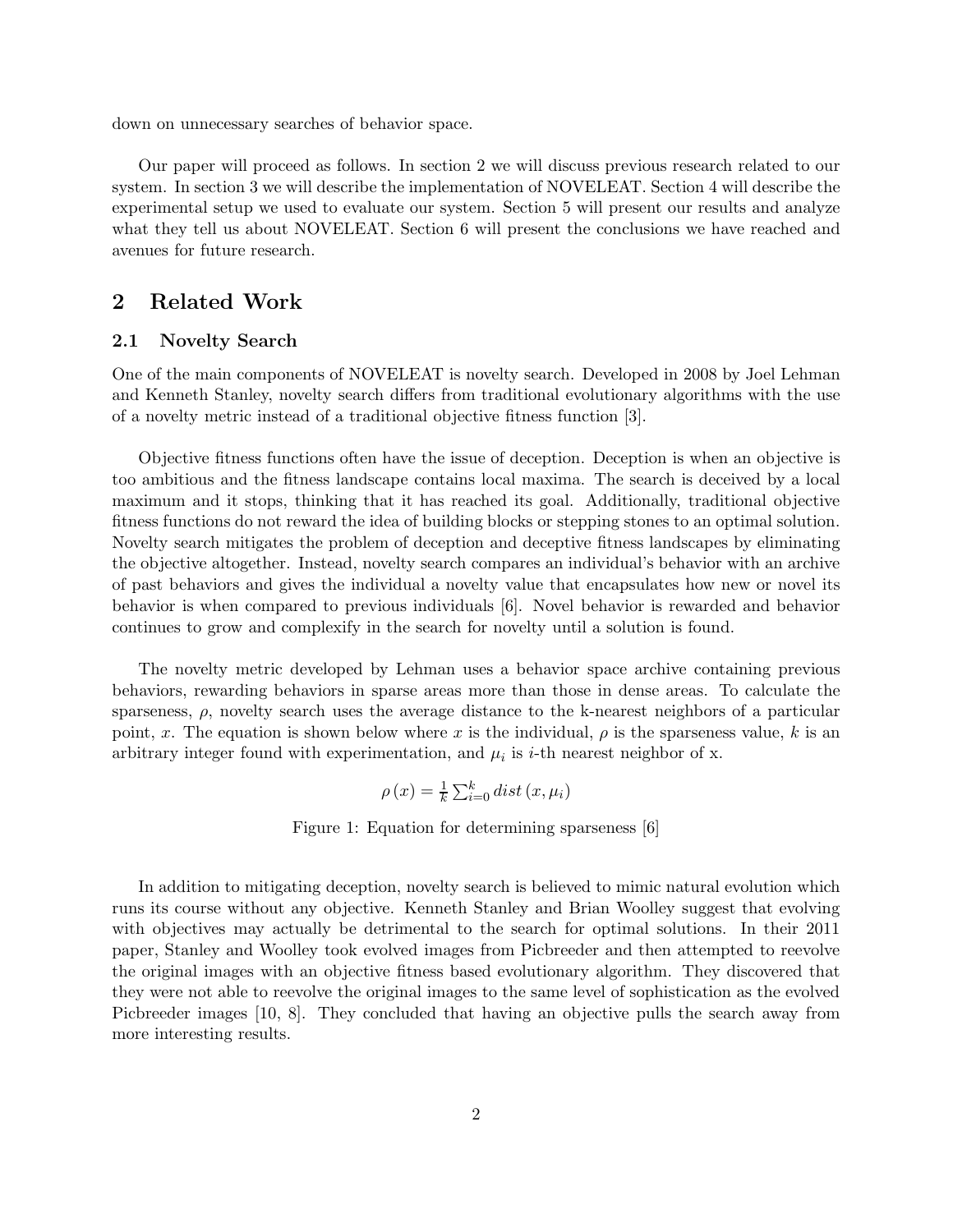down on unnecessary searches of behavior space.

Our paper will proceed as follows. In section 2 we will discuss previous research related to our system. In section 3 we will describe the implementation of NOVELEAT. Section 4 will describe the experimental setup we used to evaluate our system. Section 5 will present our results and analyze what they tell us about NOVELEAT. Section 6 will present the conclusions we have reached and avenues for future research.

## 2 Related Work

### 2.1 Novelty Search

One of the main components of NOVELEAT is novelty search. Developed in 2008 by Joel Lehman and Kenneth Stanley, novelty search differs from traditional evolutionary algorithms with the use of a novelty metric instead of a traditional objective fitness function [3].

Objective fitness functions often have the issue of deception. Deception is when an objective is too ambitious and the fitness landscape contains local maxima. The search is deceived by a local maximum and it stops, thinking that it has reached its goal. Additionally, traditional objective fitness functions do not reward the idea of building blocks or stepping stones to an optimal solution. Novelty search mitigates the problem of deception and deceptive fitness landscapes by eliminating the objective altogether. Instead, novelty search compares an individual's behavior with an archive of past behaviors and gives the individual a novelty value that encapsulates how new or novel its behavior is when compared to previous individuals [6]. Novel behavior is rewarded and behavior continues to grow and complexify in the search for novelty until a solution is found.

The novelty metric developed by Lehman uses a behavior space archive containing previous behaviors, rewarding behaviors in sparse areas more than those in dense areas. To calculate the sparseness, $\rho$, novelty search uses the average distance to the k-nearest neighbors of a particular point, $x$. The equation is shown below where $x$ is the individual, $\rho$ is the sparseness value, $k$ is an arbitrary integer found with experimentation, and $\mu_i$ is $i$-th nearest neighbor of x.

$$\rho\left(x\right) = \frac{1}{k}\sum_{i=0}^{k} dist\left(x, \mu_i\right)$$

Figure 1: Equation for determining sparseness [6]

In addition to mitigating deception, novelty search is believed to mimic natural evolution which runs its course without any objective. Kenneth Stanley and Brian Woolley suggest that evolving with objectives may actually be detrimental to the search for optimal solutions. In their 2011 paper, Stanley and Woolley took evolved images from Picbreeder and then attempted to reevolve the original images with an objective fitness based evolutionary algorithm. They discovered that they were not able to reevolve the original images to the same level of sophistication as the evolved Picbreeder images [10, 8]. They concluded that having an objective pulls the search away from more interesting results.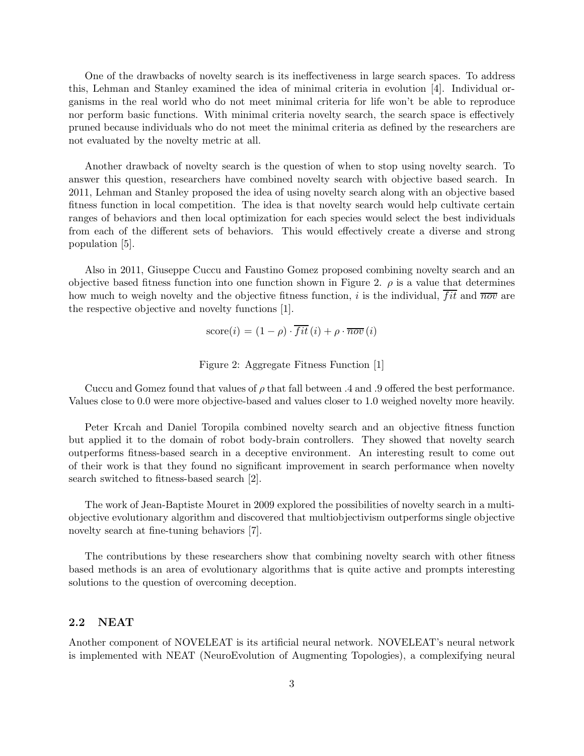One of the drawbacks of novelty search is its ineffectiveness in large search spaces. To address this, Lehman and Stanley examined the idea of minimal criteria in evolution [4]. Individual organisms in the real world who do not meet minimal criteria for life won't be able to reproduce nor perform basic functions. With minimal criteria novelty search, the search space is effectively pruned because individuals who do not meet the minimal criteria as defined by the researchers are not evaluated by the novelty metric at all.

Another drawback of novelty search is the question of when to stop using novelty search. To answer this question, researchers have combined novelty search with objective based search. In 2011, Lehman and Stanley proposed the idea of using novelty search along with an objective based fitness function in local competition. The idea is that novelty search would help cultivate certain ranges of behaviors and then local optimization for each species would select the best individuals from each of the different sets of behaviors. This would effectively create a diverse and strong population [5].

Also in 2011, Giuseppe Cuccu and Faustino Gomez proposed combining novelty search and an objective based fitness function into one function shown in Figure 2. $\rho$ is a value that determines how much to weigh novelty and the objective fitness function, $i$ is the individual, $\overline{fit}$ and $\overline{nov}$ are the respective objective and novelty functions [1].

$$\text{score}(i) = (1 - \rho) \cdot \overline{fit}\,(i) + \rho \cdot \overline{nov}\,(i)$$

Figure 2: Aggregate Fitness Function [1]

Cuccu and Gomez found that values of $\rho$ that fall between .4 and .9 offered the best performance. Values close to 0.0 were more objective-based and values closer to 1.0 weighed novelty more heavily.

Peter Krcah and Daniel Toropila combined novelty search and an objective fitness function but applied it to the domain of robot body-brain controllers. They showed that novelty search outperforms fitness-based search in a deceptive environment. An interesting result to come out of their work is that they found no significant improvement in search performance when novelty search switched to fitness-based search [2].

The work of Jean-Baptiste Mouret in 2009 explored the possibilities of novelty search in a multi-objective evolutionary algorithm and discovered that multiobjectivism outperforms single objective novelty search at fine-tuning behaviors [7].

The contributions by these researchers show that combining novelty search with other fitness based methods is an area of evolutionary algorithms that is quite active and prompts interesting solutions to the question of overcoming deception.

### 2.2 NEAT

Another component of NOVELEAT is its artificial neural network. NOVELEAT's neural network is implemented with NEAT (NeuroEvolution of Augmenting Topologies), a complexifying neural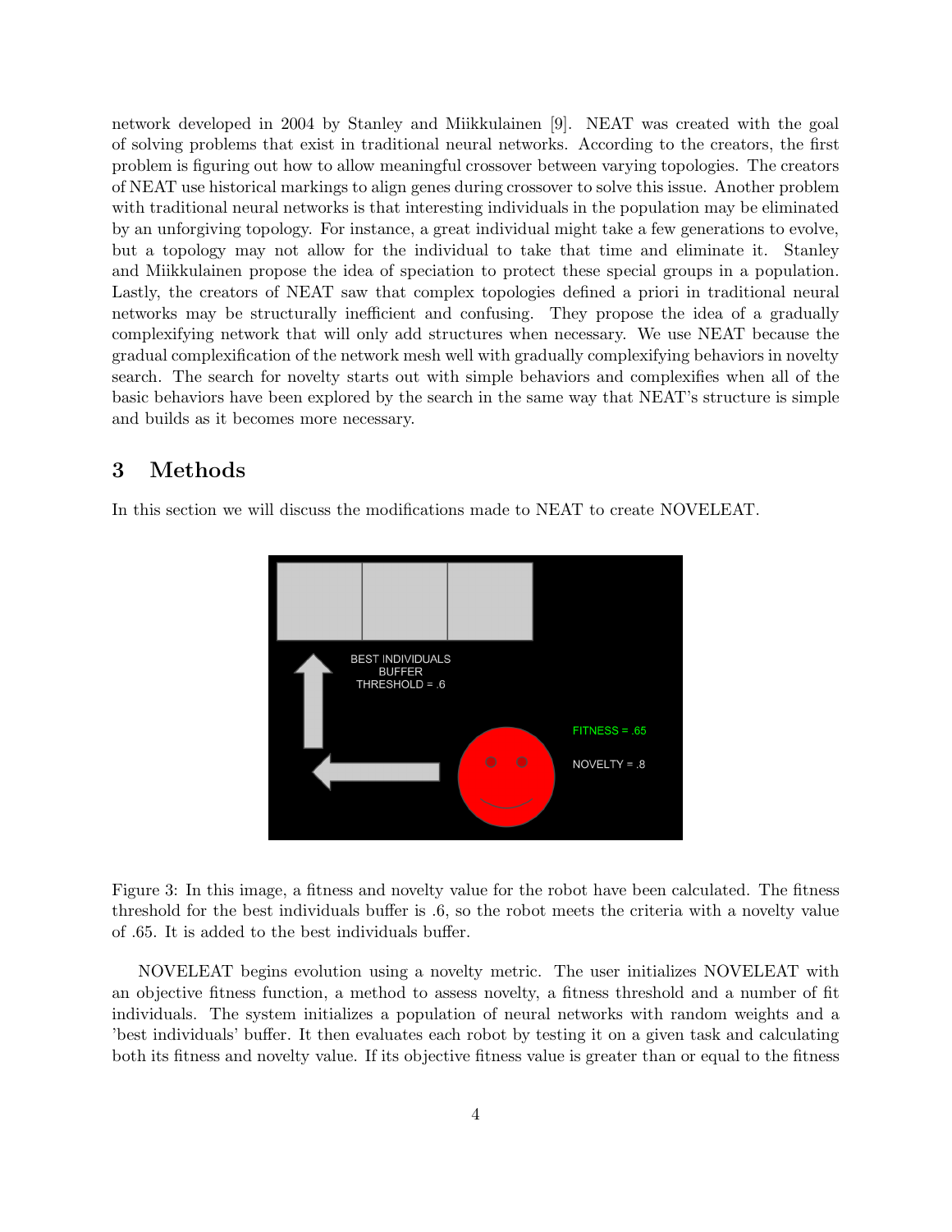network developed in 2004 by Stanley and Miikkulainen [9]. NEAT was created with the goal of solving problems that exist in traditional neural networks. According to the creators, the first problem is figuring out how to allow meaningful crossover between varying topologies. The creators of NEAT use historical markings to align genes during crossover to solve this issue. Another problem with traditional neural networks is that interesting individuals in the population may be eliminated by an unforgiving topology. For instance, a great individual might take a few generations to evolve, but a topology may not allow for the individual to take that time and eliminate it. Stanley and Miikkulainen propose the idea of speciation to protect these special groups in a population. Lastly, the creators of NEAT saw that complex topologies defined a priori in traditional neural networks may be structurally inefficient and confusing. They propose the idea of a gradually complexifying network that will only add structures when necessary. We use NEAT because the gradual complexification of the network mesh well with gradually complexifying behaviors in novelty search. The search for novelty starts out with simple behaviors and complexifies when all of the basic behaviors have been explored by the search in the same way that NEAT's structure is simple and builds as it becomes more necessary.

# 3 Methods

In this section we will discuss the modifications made to NEAT to create NOVELEAT.

Figure 3: In this image, a fitness and novelty value for the robot have been calculated. The fitness threshold for the best individuals buffer is .6, so the robot meets the criteria with a novelty value of .65. It is added to the best individuals buffer.

NOVELEAT begins evolution using a novelty metric. The user initializes NOVELEAT with an objective fitness function, a method to assess novelty, a fitness threshold and a number of fit individuals. The system initializes a population of neural networks with random weights and a 'best individuals' buffer. It then evaluates each robot by testing it on a given task and calculating both its fitness and novelty value. If its objective fitness value is greater than or equal to the fitness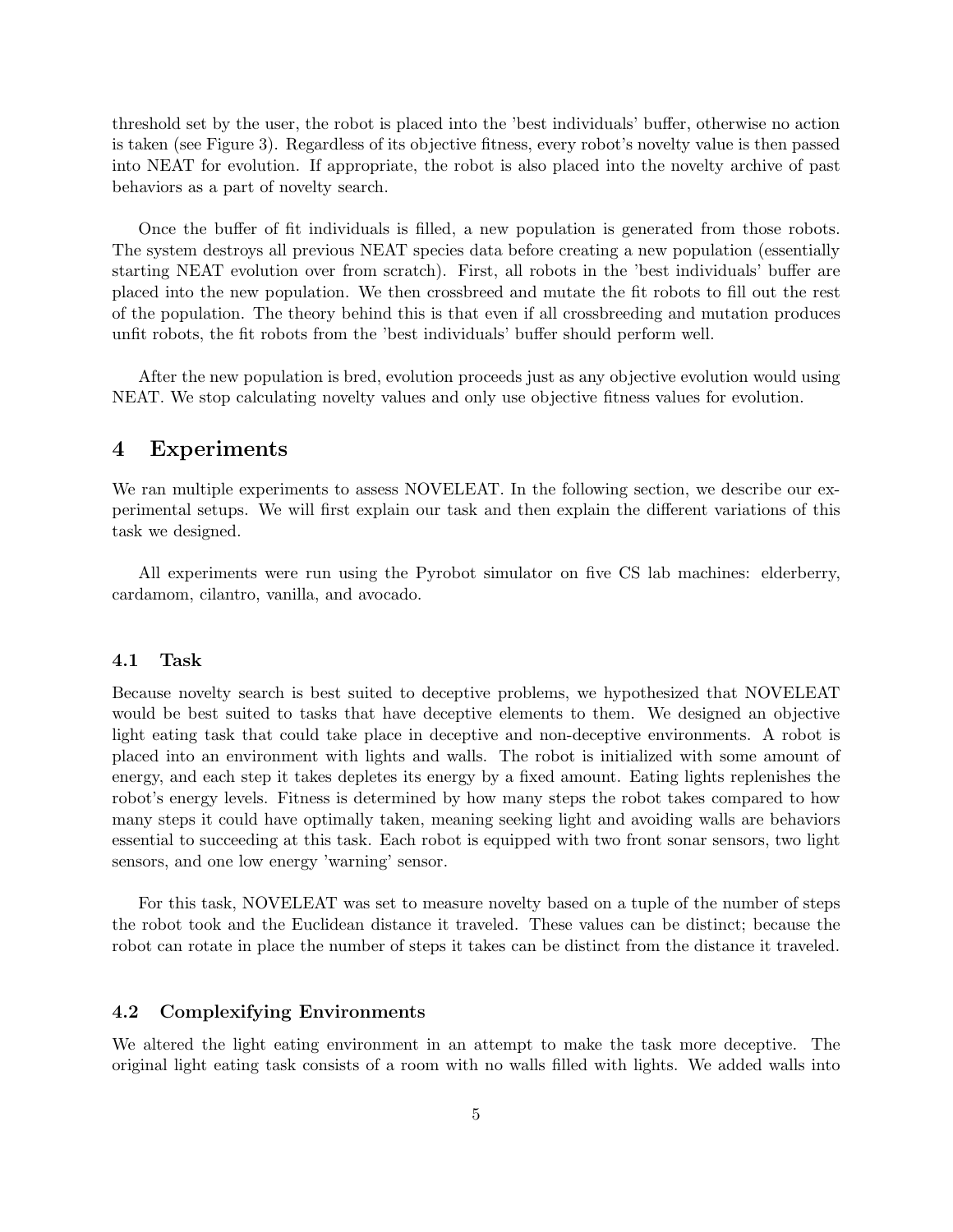threshold set by the user, the robot is placed into the 'best individuals' buffer, otherwise no action is taken (see Figure 3). Regardless of its objective fitness, every robot's novelty value is then passed into NEAT for evolution. If appropriate, the robot is also placed into the novelty archive of past behaviors as a part of novelty search.

Once the buffer of fit individuals is filled, a new population is generated from those robots. The system destroys all previous NEAT species data before creating a new population (essentially starting NEAT evolution over from scratch). First, all robots in the 'best individuals' buffer are placed into the new population. We then crossbreed and mutate the fit robots to fill out the rest of the population. The theory behind this is that even if all crossbreeding and mutation produces unfit robots, the fit robots from the 'best individuals' buffer should perform well.

After the new population is bred, evolution proceeds just as any objective evolution would using NEAT. We stop calculating novelty values and only use objective fitness values for evolution.

# 4 Experiments

We ran multiple experiments to assess NOVELEAT. In the following section, we describe our experimental setups. We will first explain our task and then explain the different variations of this task we designed.

All experiments were run using the Pyrobot simulator on five CS lab machines: elderberry, cardamom, cilantro, vanilla, and avocado.

## 4.1 Task

Because novelty search is best suited to deceptive problems, we hypothesized that NOVELEAT would be best suited to tasks that have deceptive elements to them. We designed an objective light eating task that could take place in deceptive and non-deceptive environments. A robot is placed into an environment with lights and walls. The robot is initialized with some amount of energy, and each step it takes depletes its energy by a fixed amount. Eating lights replenishes the robot's energy levels. Fitness is determined by how many steps the robot takes compared to how many steps it could have optimally taken, meaning seeking light and avoiding walls are behaviors essential to succeeding at this task. Each robot is equipped with two front sonar sensors, two light sensors, and one low energy 'warning' sensor.

For this task, NOVELEAT was set to measure novelty based on a tuple of the number of steps the robot took and the Euclidean distance it traveled. These values can be distinct; because the robot can rotate in place the number of steps it takes can be distinct from the distance it traveled.

## 4.2 Complexifying Environments

We altered the light eating environment in an attempt to make the task more deceptive. The original light eating task consists of a room with no walls filled with lights. We added walls into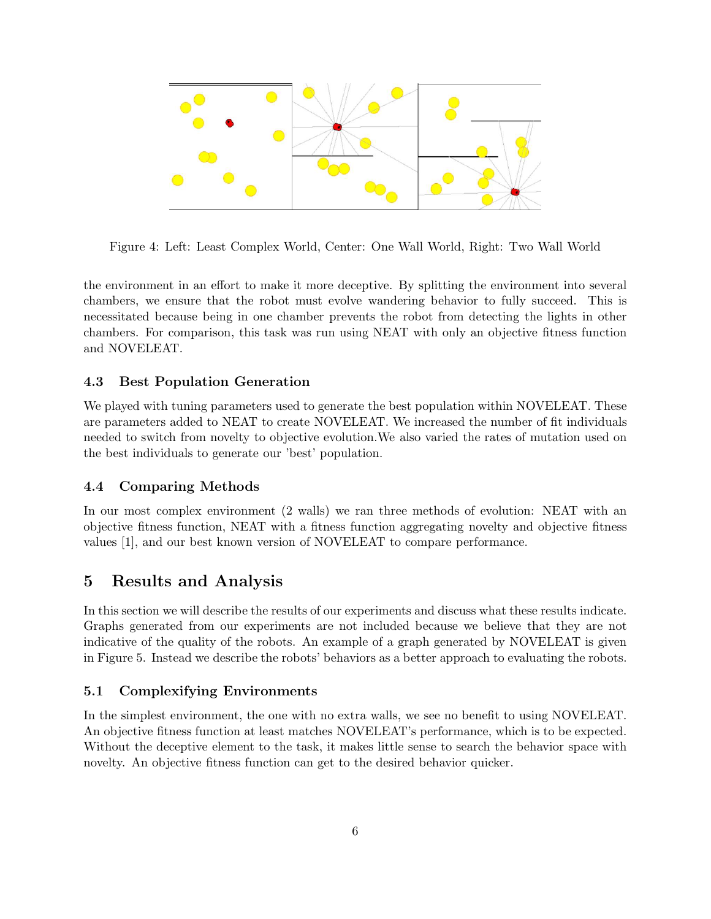Figure 4: Left: Least Complex World, Center: One Wall World, Right: Two Wall World

the environment in an effort to make it more deceptive. By splitting the environment into several chambers, we ensure that the robot must evolve wandering behavior to fully succeed. This is necessitated because being in one chamber prevents the robot from detecting the lights in other chambers. For comparison, this task was run using NEAT with only an objective fitness function and NOVELEAT.

### 4.3 Best Population Generation

We played with tuning parameters used to generate the best population within NOVELEAT. These are parameters added to NEAT to create NOVELEAT. We increased the number of fit individuals needed to switch from novelty to objective evolution.We also varied the rates of mutation used on the best individuals to generate our 'best' population.

### 4.4 Comparing Methods

In our most complex environment (2 walls) we ran three methods of evolution: NEAT with an objective fitness function, NEAT with a fitness function aggregating novelty and objective fitness values [1], and our best known version of NOVELEAT to compare performance.

## 5 Results and Analysis

In this section we will describe the results of our experiments and discuss what these results indicate. Graphs generated from our experiments are not included because we believe that they are not indicative of the quality of the robots. An example of a graph generated by NOVELEAT is given in Figure 5. Instead we describe the robots' behaviors as a better approach to evaluating the robots.

### 5.1 Complexifying Environments

In the simplest environment, the one with no extra walls, we see no benefit to using NOVELEAT. An objective fitness function at least matches NOVELEAT's performance, which is to be expected. Without the deceptive element to the task, it makes little sense to search the behavior space with novelty. An objective fitness function can get to the desired behavior quicker.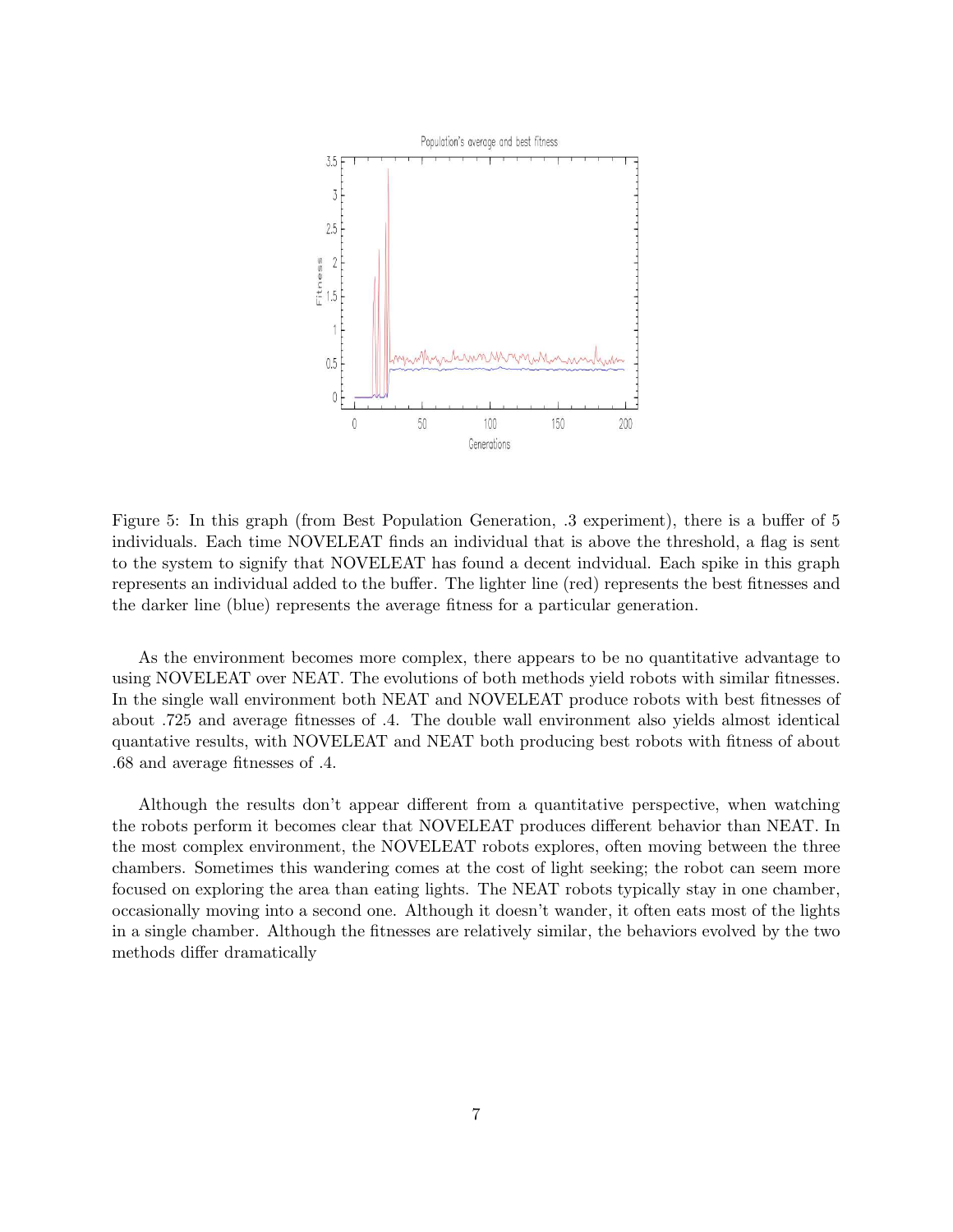Figure 5: In this graph (from Best Population Generation, .3 experiment), there is a buffer of 5 individuals. Each time NOVELEAT finds an individual that is above the threshold, a flag is sent to the system to signify that NOVELEAT has found a decent indvidual. Each spike in this graph represents an individual added to the buffer. The lighter line (red) represents the best fitnesses and the darker line (blue) represents the average fitness for a particular generation.

As the environment becomes more complex, there appears to be no quantitative advantage to using NOVELEAT over NEAT. The evolutions of both methods yield robots with similar fitnesses. In the single wall environment both NEAT and NOVELEAT produce robots with best fitnesses of about .725 and average fitnesses of .4. The double wall environment also yields almost identical quantative results, with NOVELEAT and NEAT both producing best robots with fitness of about .68 and average fitnesses of .4.

Although the results don't appear different from a quantitative perspective, when watching the robots perform it becomes clear that NOVELEAT produces different behavior than NEAT. In the most complex environment, the NOVELEAT robots explores, often moving between the three chambers. Sometimes this wandering comes at the cost of light seeking; the robot can seem more focused on exploring the area than eating lights. The NEAT robots typically stay in one chamber, occasionally moving into a second one. Although it doesn't wander, it often eats most of the lights in a single chamber. Although the fitnesses are relatively similar, the behaviors evolved by the two methods differ dramatically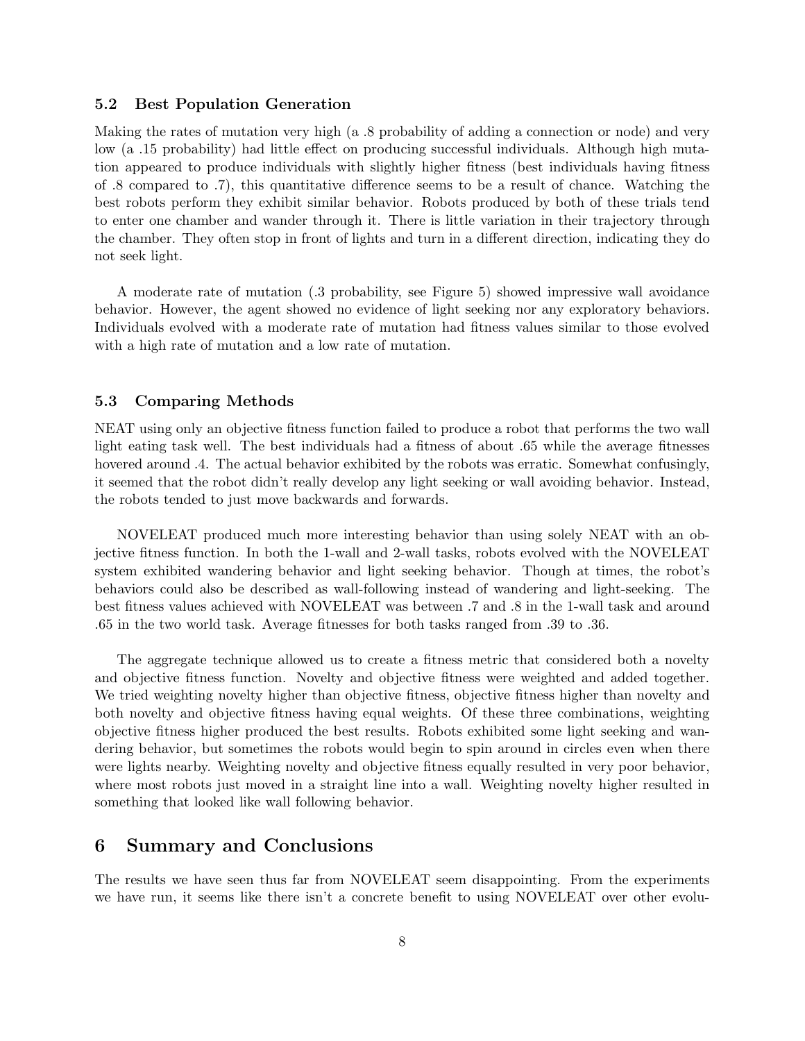### 5.2 Best Population Generation

Making the rates of mutation very high (a .8 probability of adding a connection or node) and very low (a .15 probability) had little effect on producing successful individuals. Although high mutation appeared to produce individuals with slightly higher fitness (best individuals having fitness of .8 compared to .7), this quantitative difference seems to be a result of chance. Watching the best robots perform they exhibit similar behavior. Robots produced by both of these trials tend to enter one chamber and wander through it. There is little variation in their trajectory through the chamber. They often stop in front of lights and turn in a different direction, indicating they do not seek light.

A moderate rate of mutation (.3 probability, see Figure 5) showed impressive wall avoidance behavior. However, the agent showed no evidence of light seeking nor any exploratory behaviors. Individuals evolved with a moderate rate of mutation had fitness values similar to those evolved with a high rate of mutation and a low rate of mutation.

### 5.3 Comparing Methods

NEAT using only an objective fitness function failed to produce a robot that performs the two wall light eating task well. The best individuals had a fitness of about .65 while the average fitnesses hovered around .4. The actual behavior exhibited by the robots was erratic. Somewhat confusingly, it seemed that the robot didn't really develop any light seeking or wall avoiding behavior. Instead, the robots tended to just move backwards and forwards.

NOVELEAT produced much more interesting behavior than using solely NEAT with an objective fitness function. In both the 1-wall and 2-wall tasks, robots evolved with the NOVELEAT system exhibited wandering behavior and light seeking behavior. Though at times, the robot's behaviors could also be described as wall-following instead of wandering and light-seeking. The best fitness values achieved with NOVELEAT was between .7 and .8 in the 1-wall task and around .65 in the two world task. Average fitnesses for both tasks ranged from .39 to .36.

The aggregate technique allowed us to create a fitness metric that considered both a novelty and objective fitness function. Novelty and objective fitness were weighted and added together. We tried weighting novelty higher than objective fitness, objective fitness higher than novelty and both novelty and objective fitness having equal weights. Of these three combinations, weighting objective fitness higher produced the best results. Robots exhibited some light seeking and wandering behavior, but sometimes the robots would begin to spin around in circles even when there were lights nearby. Weighting novelty and objective fitness equally resulted in very poor behavior, where most robots just moved in a straight line into a wall. Weighting novelty higher resulted in something that looked like wall following behavior.

## 6 Summary and Conclusions

The results we have seen thus far from NOVELEAT seem disappointing. From the experiments we have run, it seems like there isn't a concrete benefit to using NOVELEAT over other evolu-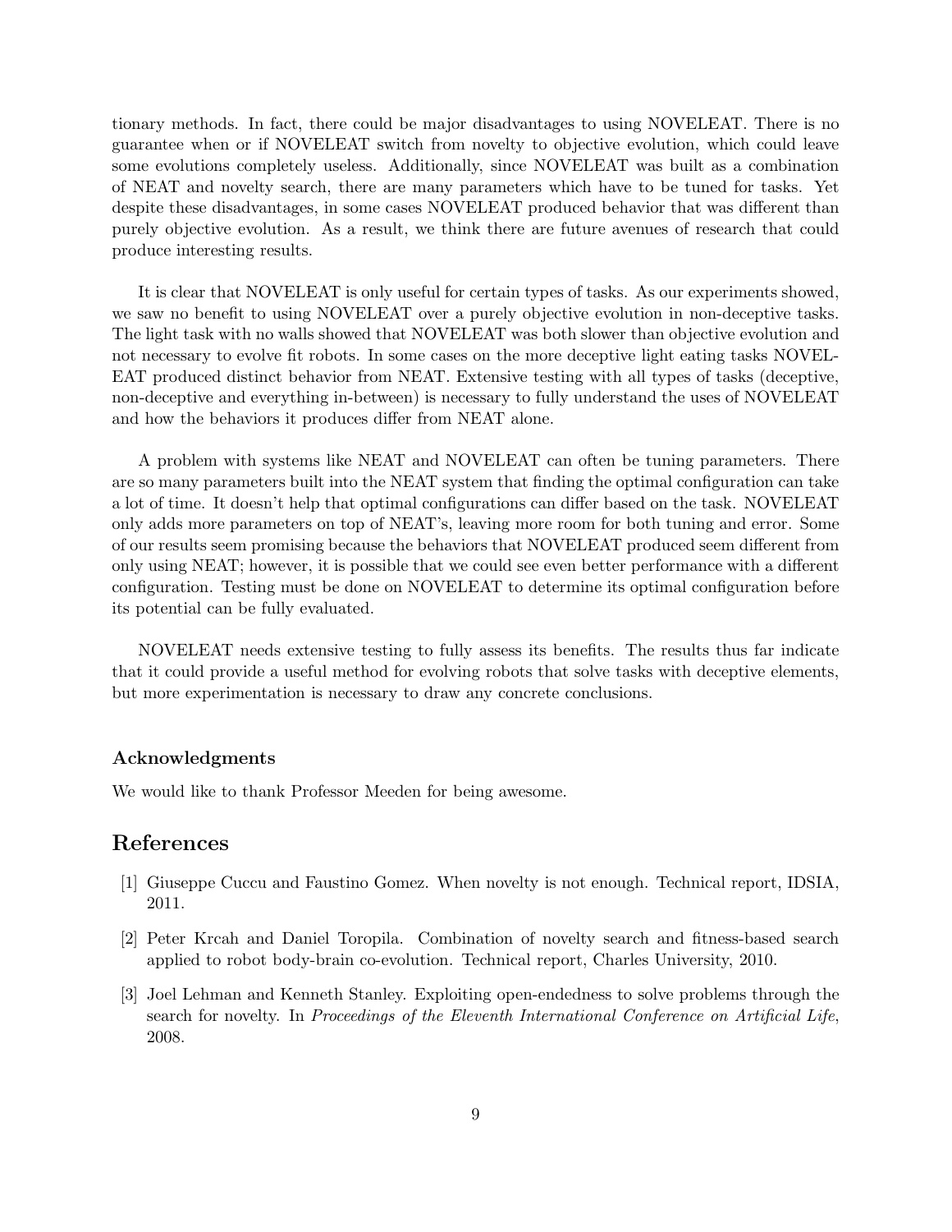tionary methods. In fact, there could be major disadvantages to using NOVELEAT. There is no guarantee when or if NOVELEAT switch from novelty to objective evolution, which could leave some evolutions completely useless. Additionally, since NOVELEAT was built as a combination of NEAT and novelty search, there are many parameters which have to be tuned for tasks. Yet despite these disadvantages, in some cases NOVELEAT produced behavior that was different than purely objective evolution. As a result, we think there are future avenues of research that could produce interesting results.

It is clear that NOVELEAT is only useful for certain types of tasks. As our experiments showed, we saw no benefit to using NOVELEAT over a purely objective evolution in non-deceptive tasks. The light task with no walls showed that NOVELEAT was both slower than objective evolution and not necessary to evolve fit robots. In some cases on the more deceptive light eating tasks NOVELEAT produced distinct behavior from NEAT. Extensive testing with all types of tasks (deceptive, non-deceptive and everything in-between) is necessary to fully understand the uses of NOVELEAT and how the behaviors it produces differ from NEAT alone.

A problem with systems like NEAT and NOVELEAT can often be tuning parameters. There are so many parameters built into the NEAT system that finding the optimal configuration can take a lot of time. It doesn't help that optimal configurations can differ based on the task. NOVELEAT only adds more parameters on top of NEAT's, leaving more room for both tuning and error. Some of our results seem promising because the behaviors that NOVELEAT produced seem different from only using NEAT; however, it is possible that we could see even better performance with a different configuration. Testing must be done on NOVELEAT to determine its optimal configuration before its potential can be fully evaluated.

NOVELEAT needs extensive testing to fully assess its benefits. The results thus far indicate that it could provide a useful method for evolving robots that solve tasks with deceptive elements, but more experimentation is necessary to draw any concrete conclusions.

### Acknowledgments

We would like to thank Professor Meeden for being awesome.

## References

[1] Giuseppe Cuccu and Faustino Gomez. When novelty is not enough. Technical report, IDSIA, 2011.

[2] Peter Krcah and Daniel Toropila. Combination of novelty search and fitness-based search applied to robot body-brain co-evolution. Technical report, Charles University, 2010.

[3] Joel Lehman and Kenneth Stanley. Exploiting open-endedness to solve problems through the search for novelty. In *Proceedings of the Eleventh International Conference on Artificial Life*, 2008.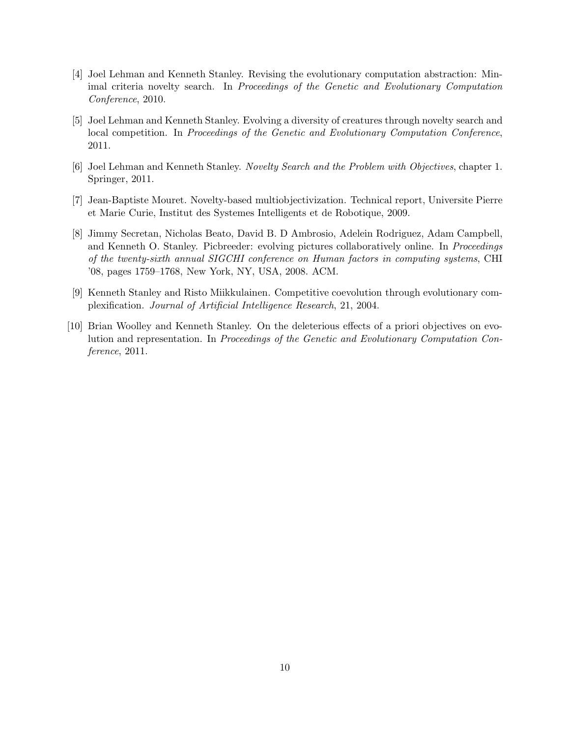[4] Joel Lehman and Kenneth Stanley. Revising the evolutionary computation abstraction: Minimal criteria novelty search. In *Proceedings of the Genetic and Evolutionary Computation Conference*, 2010.

[5] Joel Lehman and Kenneth Stanley. Evolving a diversity of creatures through novelty search and local competition. In *Proceedings of the Genetic and Evolutionary Computation Conference*, 2011.

[6] Joel Lehman and Kenneth Stanley. *Novelty Search and the Problem with Objectives*, chapter 1. Springer, 2011.

[7] Jean-Baptiste Mouret. Novelty-based multiobjectivization. Technical report, Universite Pierre et Marie Curie, Institut des Systemes Intelligents et de Robotique, 2009.

[8] Jimmy Secretan, Nicholas Beato, David B. D Ambrosio, Adelein Rodriguez, Adam Campbell, and Kenneth O. Stanley. Picbreeder: evolving pictures collaboratively online. In *Proceedings of the twenty-sixth annual SIGCHI conference on Human factors in computing systems*, CHI '08, pages 1759–1768, New York, NY, USA, 2008. ACM.

[9] Kenneth Stanley and Risto Miikkulainen. Competitive coevolution through evolutionary complexification. *Journal of Artificial Intelligence Research*, 21, 2004.

[10] Brian Woolley and Kenneth Stanley. On the deleterious effects of a priori objectives on evolution and representation. In *Proceedings of the Genetic and Evolutionary Computation Conference*, 2011.